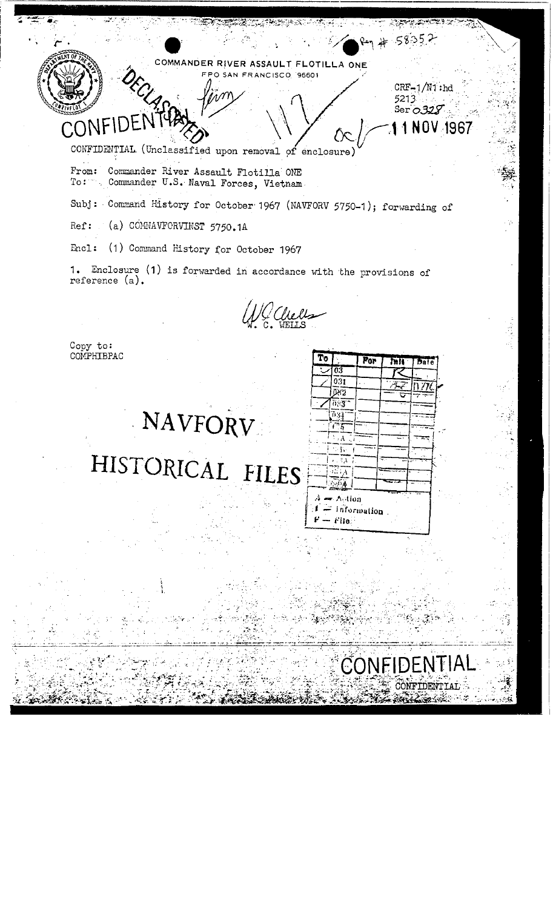Reg # 58352

COMMANDER RIVER ASSAULT FLOTILLA ONE
FPO SAN FRANCISCO 96601

DECLASSIFIED

CONFIDENTIAL

CRF-1/N1:hd
5213
Ser 0328
11 NOV 1967

CONFIDENTIAL (Unclassified upon removal of enclosure)

From: Commander River Assault Flotilla ONE
To: Commander U.S. Naval Forces, Vietnam

Subj: Command History for October 1967 (NAVFORV 5750-1); forwarding of

Ref: (a) COMNAVFORVINST 5750.1A

Encl: (1) Command History for October 1967

1. Enclosure (1) is forwarded in accordance with the provisions of reference (a).

W. C. WELLS

Copy to:
COMPHIBPAC

# NAVFORV HISTORICAL FILES

| To | For | Init | Date |
|---|---|---|---|
| 03 | | | |
| 031 | | | |
| 032 | | | |
| 033 | | | |
| 034 | | | |
| 035 | | | |

A — Action
I — Information
F — File

CONFIDENTIAL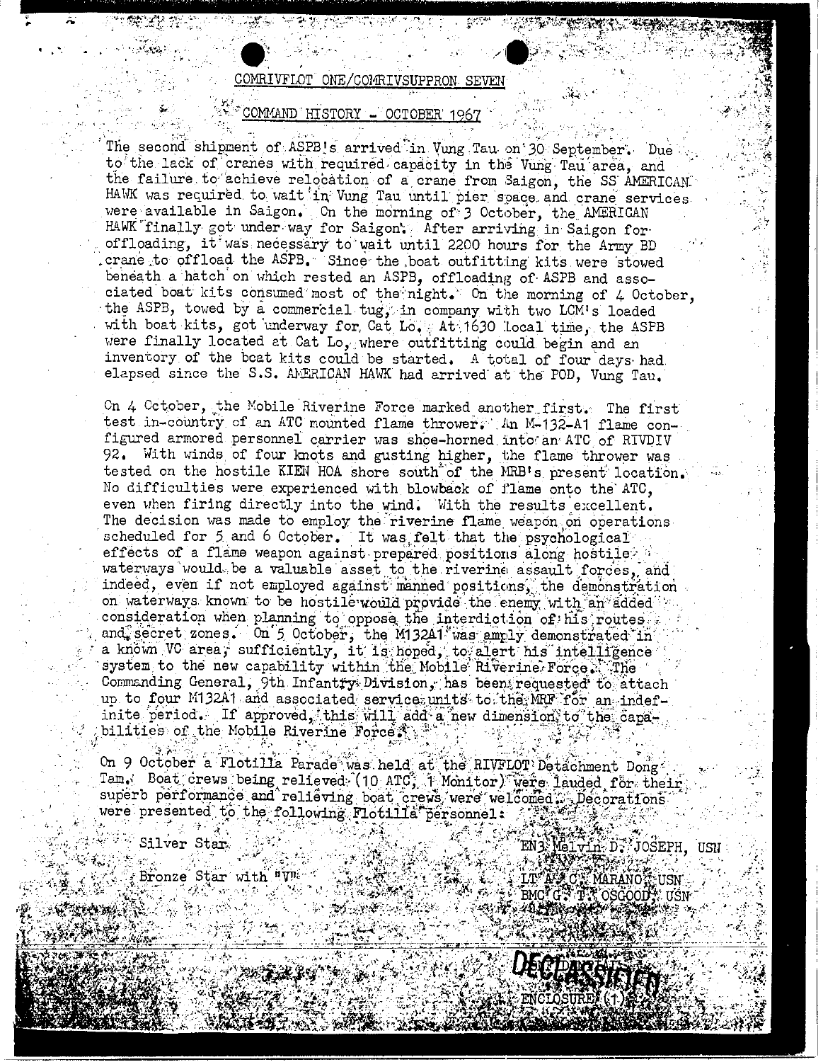# COMRIVFLOT ONE/COMRIVSUPPRON SEVEN

## COMMAND HISTORY - OCTOBER 1967

The second shipment of ASPB's arrived in Vung Tau on 30 September. Due to the lack of cranes with required capacity in the Vung Tau area, and the failure to achieve relocation of a crane from Saigon, the SS AMERICAN HAWK was required to wait in Vung Tau until pier space and crane services were available in Saigon. On the morning of 3 October, the AMERICAN HAWK finally got under way for Saigon. After arriving in Saigon for offloading, it was necessary to wait until 2200 hours for the Army BD crane to offload the ASPB. Since the boat outfitting kits were stowed beneath a hatch on which rested an ASPB, offloading of ASPB and associated boat kits consumed most of the night. On the morning of 4 October, the ASPB, towed by a commercial tug, in company with two LCM's loaded with boat kits, got underway for Cat Lo. At 1630 local time, the ASPB were finally located at Cat Lo, where outfitting could begin and an inventory of the boat kits could be started. A total of four days had elapsed since the S.S. AMERICAN HAWK had arrived at the POD, Vung Tau.

On 4 October, the Mobile Riverine Force marked another first. The first test in-country of an ATC mounted flame thrower. An M-132-A1 flame configured armored personnel carrier was shoe-horned into an ATC of RIVDIV 92. With winds of four knots and gusting higher, the flame thrower was tested on the hostile KIEN HOA shore south of the MRB's present location. No difficulties were experienced with blowback of flame onto the ATC, even when firing directly into the wind. With the results excellent. The decision was made to employ the riverine flame weapon on operations scheduled for 5 and 6 October. It was felt that the psychological effects of a flame weapon against prepared positions along hostile waterways would be a valuable asset to the riverine assault forces, and indeed, even if not employed against manned positions, the demonstration on waterways known to be hostile would provide the enemy with an added consideration when planning to oppose the interdiction of his routes and secret zones. On 5 October, the M132A1 was amply demonstrated in a known VC area, sufficiently, it is hoped, to alert his intelligence system to the new capability within the Mobile Riverine Force. The Commanding General, 9th Infantry Division, has been requested to attach up to four M132A1 and associated service units to the MRF for an indefinite period. If approved, this will add a new dimension to the capabilities of the Mobile Riverine Force.

On 9 October a Flotilla Parade was held at the RIVFLOT Detachment Dong Tam. Boat crews being relieved (10 ATC, 1 Monitor) were lauded for their superb performance and relieving boat crews were welcomed. Decorations were presented to the following Flotilla personnel:

| | |
|---|---|
| Silver Star | EN3 Melvin D. JOSEPH, USN |
| Bronze Star with "V" | LT A. C. MARANO, USN |
| | BMC G. T. OSGOOD, USN |

DECLASSIFIED

ENCLOSURE (1)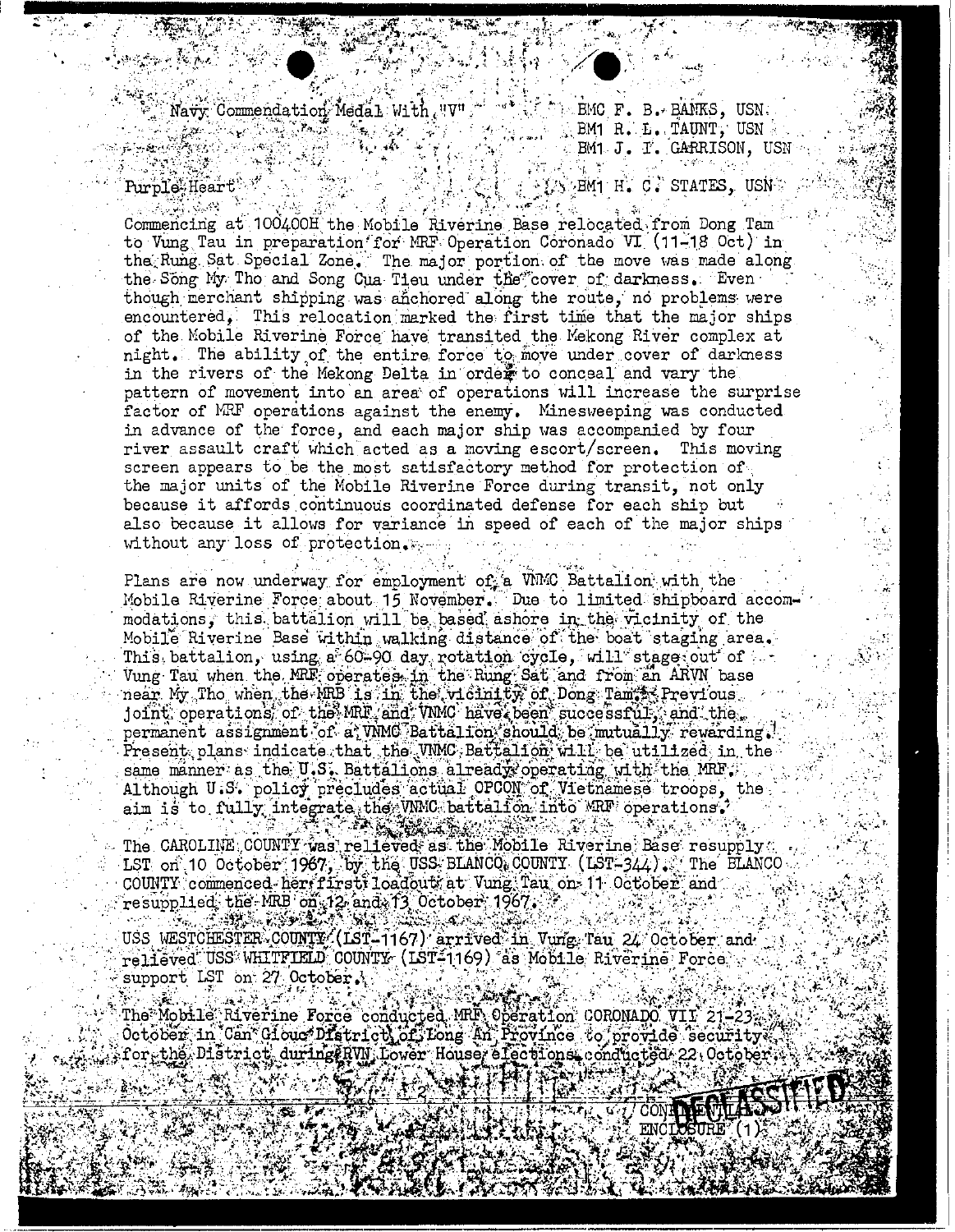Navy Commendation Medal With "V" — BMC F. B. BANKS, USN; BM1 R. L. TAUNT, USN; BM1 J. T. GARRISON, USN

Purple Heart — BM1 H. C. STATES, USN

Commencing at 100400H the Mobile Riverine Base relocated from Dong Tam to Vung Tau in preparation for MRF Operation Coronado VI (11-18 Oct) in the Rung Sat Special Zone. The major portion of the move was made along the Song My Tho and Song Cua Tieu under the cover of darkness. Even though merchant shipping was anchored along the route, no problems were encountered. This relocation marked the first time that the major ships of the Mobile Riverine Force have transited the Mekong River complex at night. The ability of the entire force to move under cover of darkness in the rivers of the Mekong Delta in order to conceal and vary the pattern of movement into an area of operations will increase the surprise factor of MRF operations against the enemy. Minesweeping was conducted in advance of the force, and each major ship was accompanied by four river assault craft which acted as a moving escort/screen. This moving screen appears to be the most satisfactory method for protection of the major units of the Mobile Riverine Force during transit, not only because it affords continuous coordinated defense for each ship but also because it allows for variance in speed of each of the major ships without any loss of protection.

Plans are now underway for employment of a VNMC Battalion with the Mobile Riverine Force about 15 November. Due to limited shipboard accommodations, this battalion will be based ashore in the vicinity of the Mobile Riverine Base within walking distance of the boat staging area. This battalion, using a 60-90 day rotation cycle, will stage out of Vung Tau when the MRF operates in the Rung Sat and from an ARVN base near My Tho when the MRB is in the vicinity of Dong Tam. Previous joint operations of the MRF and VNMC have been successful, and the permanent assignment of a VNMC Battalion should be mutually rewarding. Present plans indicate that the VNMC Battalion will be utilized in the same manner as the U.S. Battalions already operating with the MRF. Although U.S. policy precludes actual OPCON of Vietnamese troops, the aim is to fully integrate the VNMC battalion into MRF operations.

The CAROLINE COUNTY was relieved as the Mobile Riverine Base resupply LST on 10 October 1967, by the USS BLANCO COUNTY (LST-344). The BLANCO COUNTY commenced her first loadout at Vung Tau on 11 October and resupplied the MRB on 12 and 13 October 1967.

USS WESTCHESTER COUNTY (LST-1167) arrived in Vung Tau 24 October and relieved USS WHITFIELD COUNTY (LST-1169) as Mobile Riverine Force support LST on 27 October.

The Mobile Riverine Force conducted MRF Operation CORONADO VII 21-23 October in Can Giouc District of Long An Province to provide security for the District during RVN Lower House elections conducted 22 October.

CONFIDENTIAL
ENCLOSURE (1)

DECLASSIFIED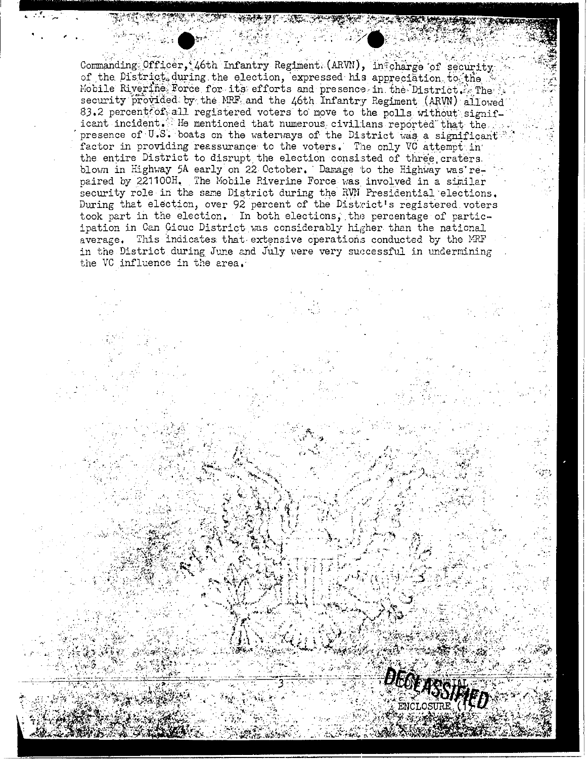Commanding Officer, 46th Infantry Regiment (ARVN), in charge of security of the District during the election, expressed his appreciation to the Mobile Riverine Force for its efforts and presence in the District. The security provided by the MRF and the 46th Infantry Regiment (ARVN) allowed 83.2 percent of all registered voters to move to the polls without significant incident. He mentioned that numerous civilians reported that the presence of U.S. boats on the waterways of the District was a significant factor in providing reassurance to the voters. The only VC attempt in the entire District to disrupt the election consisted of three craters blown in Highway 5A early on 22 October. Damage to the Highway was repaired by 221100H. The Mobile Riverine Force was involved in a similar security role in the same District during the RVN Presidential elections. During that election, over 92 percent of the District's registered voters took part in the election. In both elections, the percentage of participation in Can Giouc District was considerably higher than the national average. This indicates that extensive operations conducted by the MRF in the District during June and July were very successful in undermining the VC influence in the area.

DECLASSIFIED

ENCLOSURE (1)